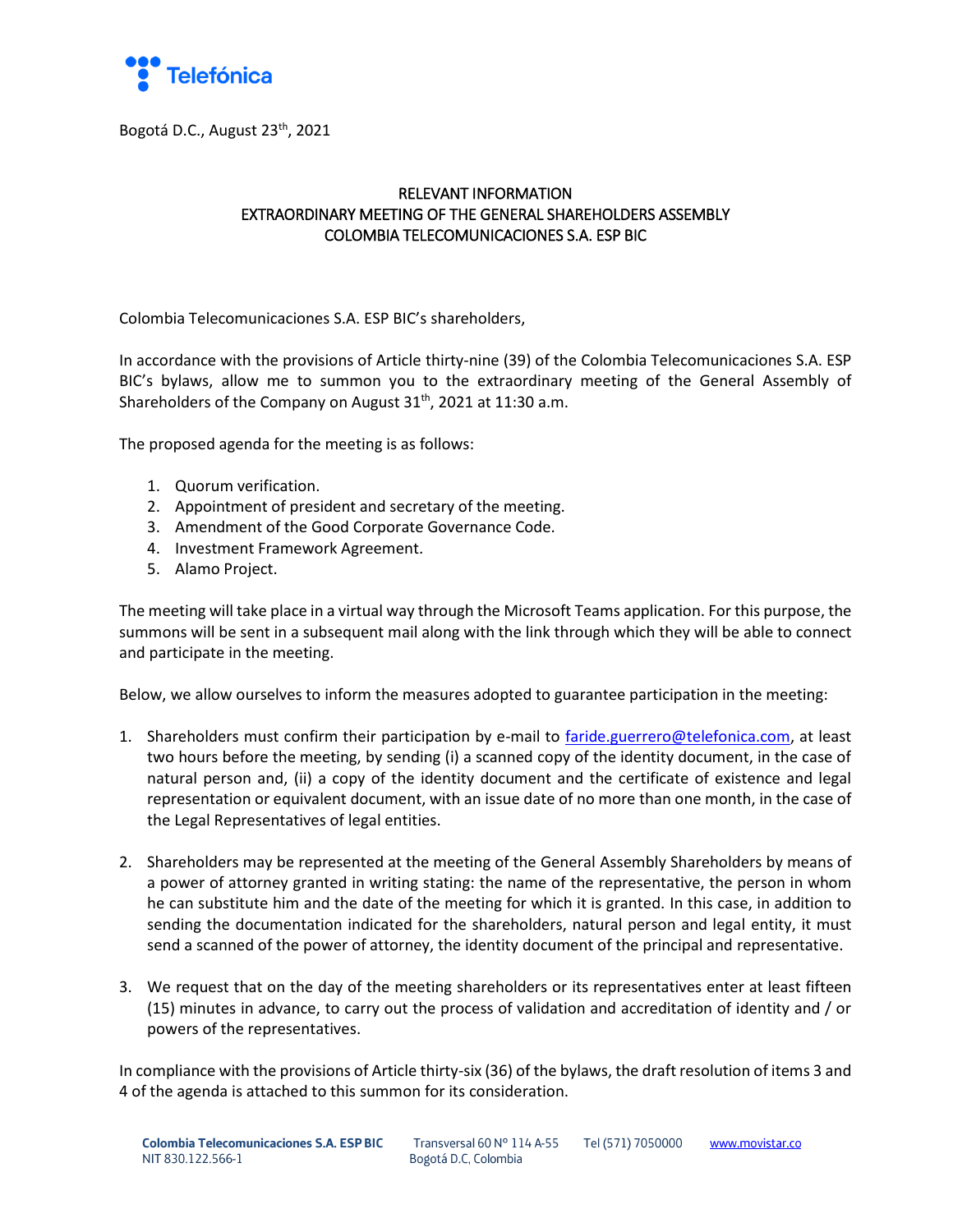Bogotá D.C., August 23th, 2021

# RELEVANT INFORMATION
# EXTRAORDINARY MEETING OF THE GENERAL SHAREHOLDERS ASSEMBLY
# COLOMBIA TELECOMUNICACIONES S.A. ESP BIC

Colombia Telecomunicaciones S.A. ESP BIC's shareholders,

In accordance with the provisions of Article thirty-nine (39) of the Colombia Telecomunicaciones S.A. ESP BIC's bylaws, allow me to summon you to the extraordinary meeting of the General Assembly of Shareholders of the Company on August 31th, 2021 at 11:30 a.m.

The proposed agenda for the meeting is as follows:

1. Quorum verification.
2. Appointment of president and secretary of the meeting.
3. Amendment of the Good Corporate Governance Code.
4. Investment Framework Agreement.
5. Alamo Project.

The meeting will take place in a virtual way through the Microsoft Teams application. For this purpose, the summons will be sent in a subsequent mail along with the link through which they will be able to connect and participate in the meeting.

Below, we allow ourselves to inform the measures adopted to guarantee participation in the meeting:

1. Shareholders must confirm their participation by e-mail to faride.guerrero@telefonica.com, at least two hours before the meeting, by sending (i) a scanned copy of the identity document, in the case of natural person and, (ii) a copy of the identity document and the certificate of existence and legal representation or equivalent document, with an issue date of no more than one month, in the case of the Legal Representatives of legal entities.

2. Shareholders may be represented at the meeting of the General Assembly Shareholders by means of a power of attorney granted in writing stating: the name of the representative, the person in whom he can substitute him and the date of the meeting for which it is granted. In this case, in addition to sending the documentation indicated for the shareholders, natural person and legal entity, it must send a scanned of the power of attorney, the identity document of the principal and representative.

3. We request that on the day of the meeting shareholders or its representatives enter at least fifteen (15) minutes in advance, to carry out the process of validation and accreditation of identity and / or powers of the representatives.

In compliance with the provisions of Article thirty-six (36) of the bylaws, the draft resolution of items 3 and 4 of the agenda is attached to this summon for its consideration.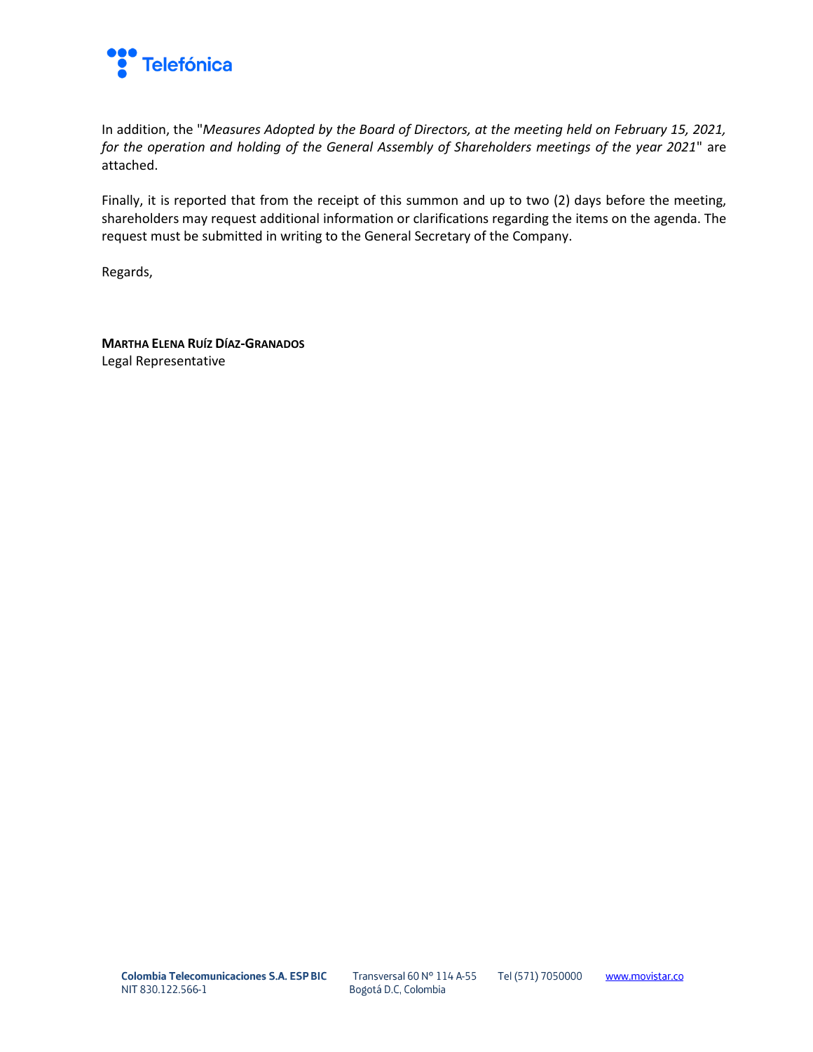In addition, the "*Measures Adopted by the Board of Directors, at the meeting held on February 15, 2021, for the operation and holding of the General Assembly of Shareholders meetings of the year 2021*" are attached.

Finally, it is reported that from the receipt of this summon and up to two (2) days before the meeting, shareholders may request additional information or clarifications regarding the items on the agenda. The request must be submitted in writing to the General Secretary of the Company.

Regards,

**MARTHA ELENA RUÍZ DÍAZ-GRANADOS**
Legal Representative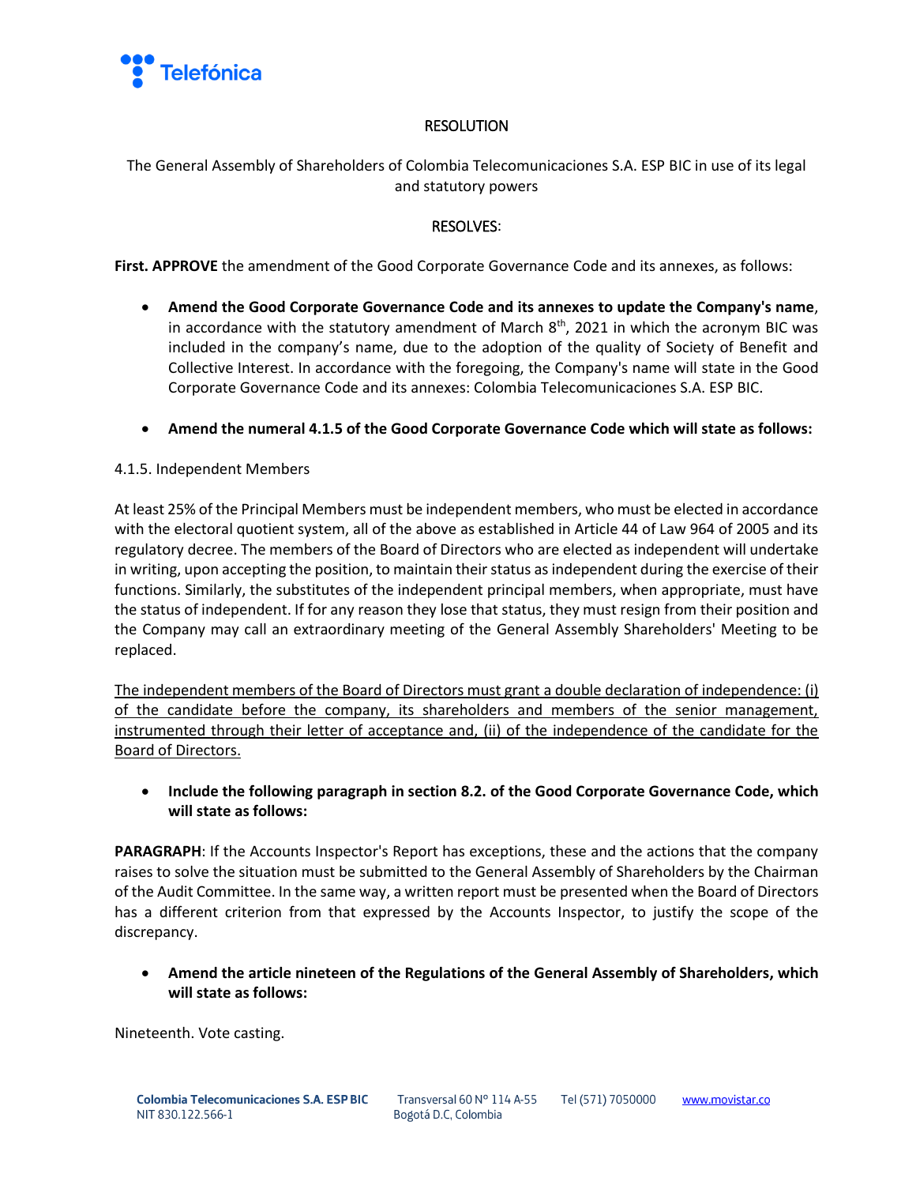# RESOLUTION

The General Assembly of Shareholders of Colombia Telecomunicaciones S.A. ESP BIC in use of its legal and statutory powers

## RESOLVES:

**First. APPROVE** the amendment of the Good Corporate Governance Code and its annexes, as follows:

- **Amend the Good Corporate Governance Code and its annexes to update the Company's name**, in accordance with the statutory amendment of March 8th, 2021 in which the acronym BIC was included in the company's name, due to the adoption of the quality of Society of Benefit and Collective Interest. In accordance with the foregoing, the Company's name will state in the Good Corporate Governance Code and its annexes: Colombia Telecomunicaciones S.A. ESP BIC.

- **Amend the numeral 4.1.5 of the Good Corporate Governance Code which will state as follows:**

4.1.5. Independent Members

At least 25% of the Principal Members must be independent members, who must be elected in accordance with the electoral quotient system, all of the above as established in Article 44 of Law 964 of 2005 and its regulatory decree. The members of the Board of Directors who are elected as independent will undertake in writing, upon accepting the position, to maintain their status as independent during the exercise of their functions. Similarly, the substitutes of the independent principal members, when appropriate, must have the status of independent. If for any reason they lose that status, they must resign from their position and the Company may call an extraordinary meeting of the General Assembly Shareholders' Meeting to be replaced.

<u>The independent members of the Board of Directors must grant a double declaration of independence: (i) of the candidate before the company, its shareholders and members of the senior management, instrumented through their letter of acceptance and, (ii) of the independence of the candidate for the Board of Directors.</u>

- **Include the following paragraph in section 8.2. of the Good Corporate Governance Code, which will state as follows:**

**PARAGRAPH**: If the Accounts Inspector's Report has exceptions, these and the actions that the company raises to solve the situation must be submitted to the General Assembly of Shareholders by the Chairman of the Audit Committee. In the same way, a written report must be presented when the Board of Directors has a different criterion from that expressed by the Accounts Inspector, to justify the scope of the discrepancy.

- **Amend the article nineteen of the Regulations of the General Assembly of Shareholders, which will state as follows:**

Nineteenth. Vote casting.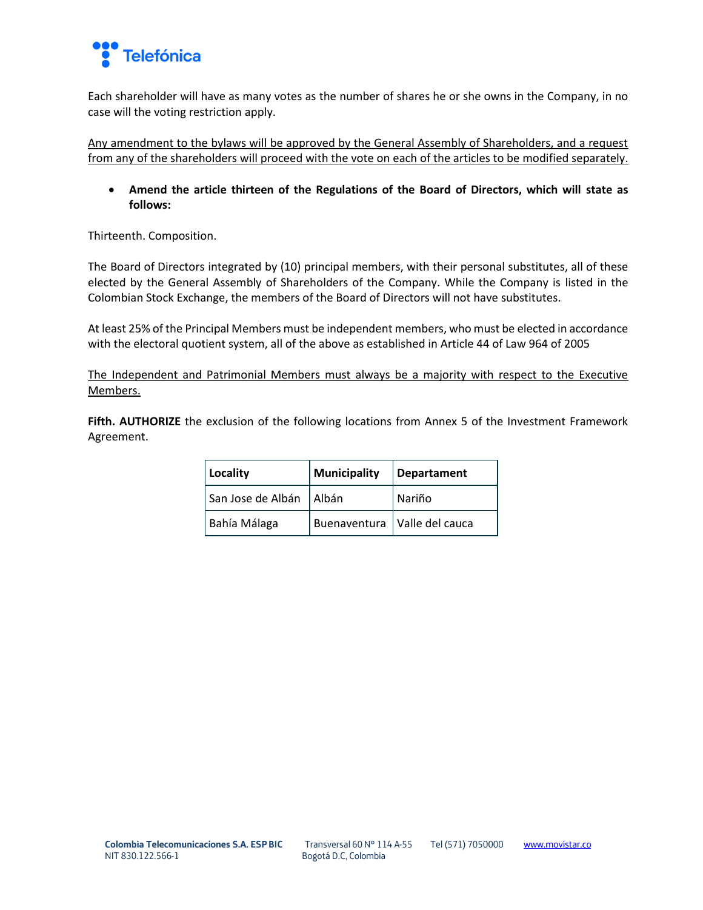Each shareholder will have as many votes as the number of shares he or she owns in the Company, in no case will the voting restriction apply.

<u>Any amendment to the bylaws will be approved by the General Assembly of Shareholders, and a request from any of the shareholders will proceed with the vote on each of the articles to be modified separately.</u>

- **Amend the article thirteen of the Regulations of the Board of Directors, which will state as follows:**

Thirteenth. Composition.

The Board of Directors integrated by (10) principal members, with their personal substitutes, all of these elected by the General Assembly of Shareholders of the Company. While the Company is listed in the Colombian Stock Exchange, the members of the Board of Directors will not have substitutes.

At least 25% of the Principal Members must be independent members, who must be elected in accordance with the electoral quotient system, all of the above as established in Article 44 of Law 964 of 2005

<u>The Independent and Patrimonial Members must always be a majority with respect to the Executive Members.</u>

**Fifth. AUTHORIZE** the exclusion of the following locations from Annex 5 of the Investment Framework Agreement.

| **Locality** | **Municipality** | **Departament** |
|---|---|---|
| San Jose de Albán | Albán | Nariño |
| Bahía Málaga | Buenaventura | Valle del cauca |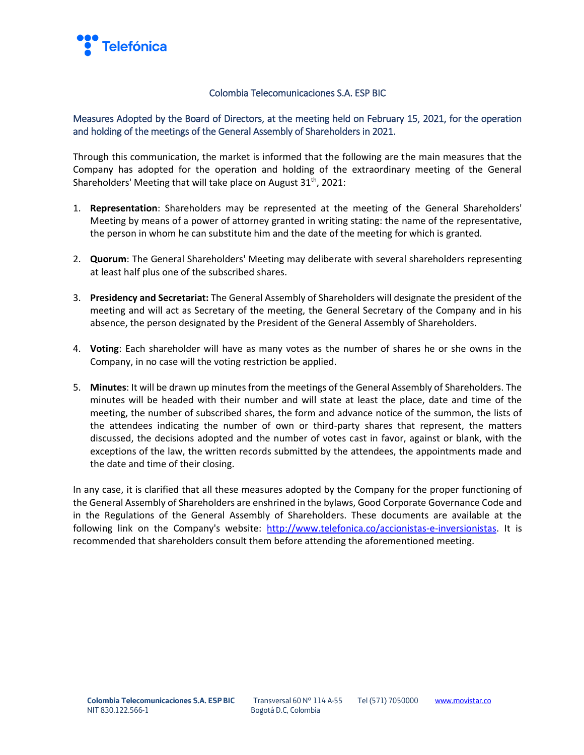Colombia Telecomunicaciones S.A. ESP BIC

## Measures Adopted by the Board of Directors, at the meeting held on February 15, 2021, for the operation and holding of the meetings of the General Assembly of Shareholders in 2021.

Through this communication, the market is informed that the following are the main measures that the Company has adopted for the operation and holding of the extraordinary meeting of the General Shareholders' Meeting that will take place on August 31th, 2021:

1. **Representation**: Shareholders may be represented at the meeting of the General Shareholders' Meeting by means of a power of attorney granted in writing stating: the name of the representative, the person in whom he can substitute him and the date of the meeting for which is granted.

2. **Quorum**: The General Shareholders' Meeting may deliberate with several shareholders representing at least half plus one of the subscribed shares.

3. **Presidency and Secretariat:** The General Assembly of Shareholders will designate the president of the meeting and will act as Secretary of the meeting, the General Secretary of the Company and in his absence, the person designated by the President of the General Assembly of Shareholders.

4. **Voting**: Each shareholder will have as many votes as the number of shares he or she owns in the Company, in no case will the voting restriction be applied.

5. **Minutes**: It will be drawn up minutes from the meetings of the General Assembly of Shareholders. The minutes will be headed with their number and will state at least the place, date and time of the meeting, the number of subscribed shares, the form and advance notice of the summon, the lists of the attendees indicating the number of own or third-party shares that represent, the matters discussed, the decisions adopted and the number of votes cast in favor, against or blank, with the exceptions of the law, the written records submitted by the attendees, the appointments made and the date and time of their closing.

In any case, it is clarified that all these measures adopted by the Company for the proper functioning of the General Assembly of Shareholders are enshrined in the bylaws, Good Corporate Governance Code and in the Regulations of the General Assembly of Shareholders. These documents are available at the following link on the Company's website: http://www.telefonica.co/accionistas-e-inversionistas. It is recommended that shareholders consult them before attending the aforementioned meeting.